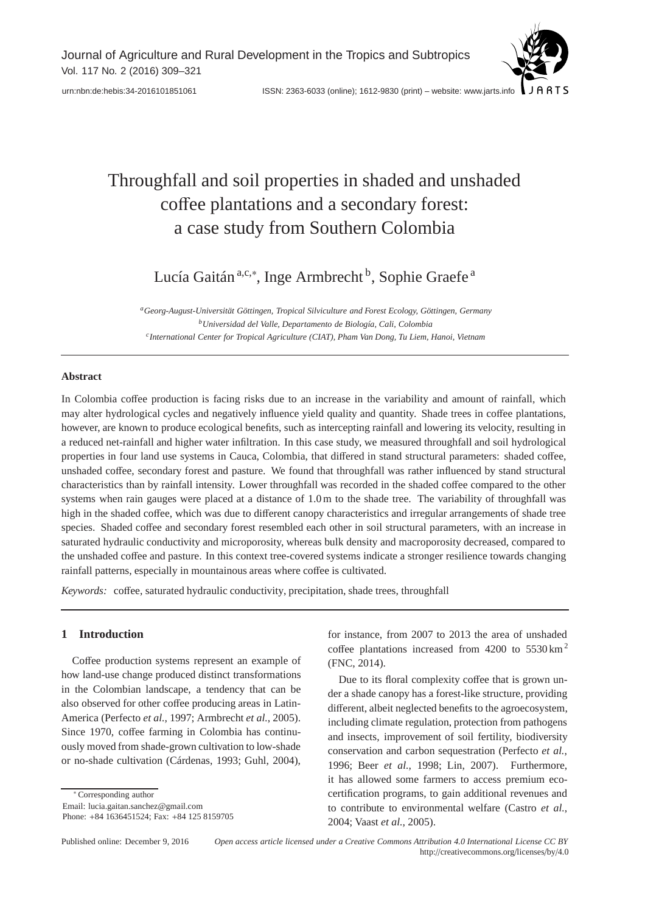# Throughfall and soil properties in shaded and unshaded coffee plantations and a secondary forest: a case study from Southern Colombia

Lucía Gaitán[a,c,*], Inge Armbrecht[b], Sophie Graefe[a]

[a]*Georg-August-Universität Göttingen, Tropical Silviculture and Forest Ecology, Göttingen, Germany*
[b]*Universidad del Valle, Departamento de Biología, Cali, Colombia*
[c]*International Center for Tropical Agriculture (CIAT), Pham Van Dong, Tu Liem, Hanoi, Vietnam*

## Abstract

In Colombia coffee production is facing risks due to an increase in the variability and amount of rainfall, which may alter hydrological cycles and negatively influence yield quality and quantity. Shade trees in coffee plantations, however, are known to produce ecological benefits, such as intercepting rainfall and lowering its velocity, resulting in a reduced net-rainfall and higher water infiltration. In this case study, we measured throughfall and soil hydrological properties in four land use systems in Cauca, Colombia, that differed in stand structural parameters: shaded coffee, unshaded coffee, secondary forest and pasture. We found that throughfall was rather influenced by stand structural characteristics than by rainfall intensity. Lower throughfall was recorded in the shaded coffee compared to the other systems when rain gauges were placed at a distance of 1.0 m to the shade tree. The variability of throughfall was high in the shaded coffee, which was due to different canopy characteristics and irregular arrangements of shade tree species. Shaded coffee and secondary forest resembled each other in soil structural parameters, with an increase in saturated hydraulic conductivity and microporosity, whereas bulk density and macroporosity decreased, compared to the unshaded coffee and pasture. In this context tree-covered systems indicate a stronger resilience towards changing rainfall patterns, especially in mountainous areas where coffee is cultivated.

*Keywords:* coffee, saturated hydraulic conductivity, precipitation, shade trees, throughfall

## 1 Introduction

Coffee production systems represent an example of how land-use change produced distinct transformations in the Colombian landscape, a tendency that can be also observed for other coffee producing areas in Latin-America (Perfecto *et al.*, 1997; Armbrecht *et al.*, 2005). Since 1970, coffee farming in Colombia has continuously moved from shade-grown cultivation to low-shade or no-shade cultivation (Cárdenas, 1993; Guhl, 2004), for instance, from 2007 to 2013 the area of unshaded coffee plantations increased from 4200 to 5530 km$^2$ (FNC, 2014).

Due to its floral complexity coffee that is grown under a shade canopy has a forest-like structure, providing different, albeit neglected benefits to the agroecosystem, including climate regulation, protection from pathogens and insects, improvement of soil fertility, biodiversity conservation and carbon sequestration (Perfecto *et al.*, 1996; Beer *et al.*, 1998; Lin, 2007). Furthermore, it has allowed some farmers to access premium eco-certification programs, to gain additional revenues and to contribute to environmental welfare (Castro *et al.*, 2004; Vaast *et al.*, 2005).

[*] Corresponding author
Email: lucia.gaitan.sanchez@gmail.com
Phone: +84 1636451524; Fax: +84 125 8159705

Published online: December 9, 2016

*Open access article licensed under a Creative Commons Attribution 4.0 International License CC BY*
http://creativecommons.org/licenses/by/4.0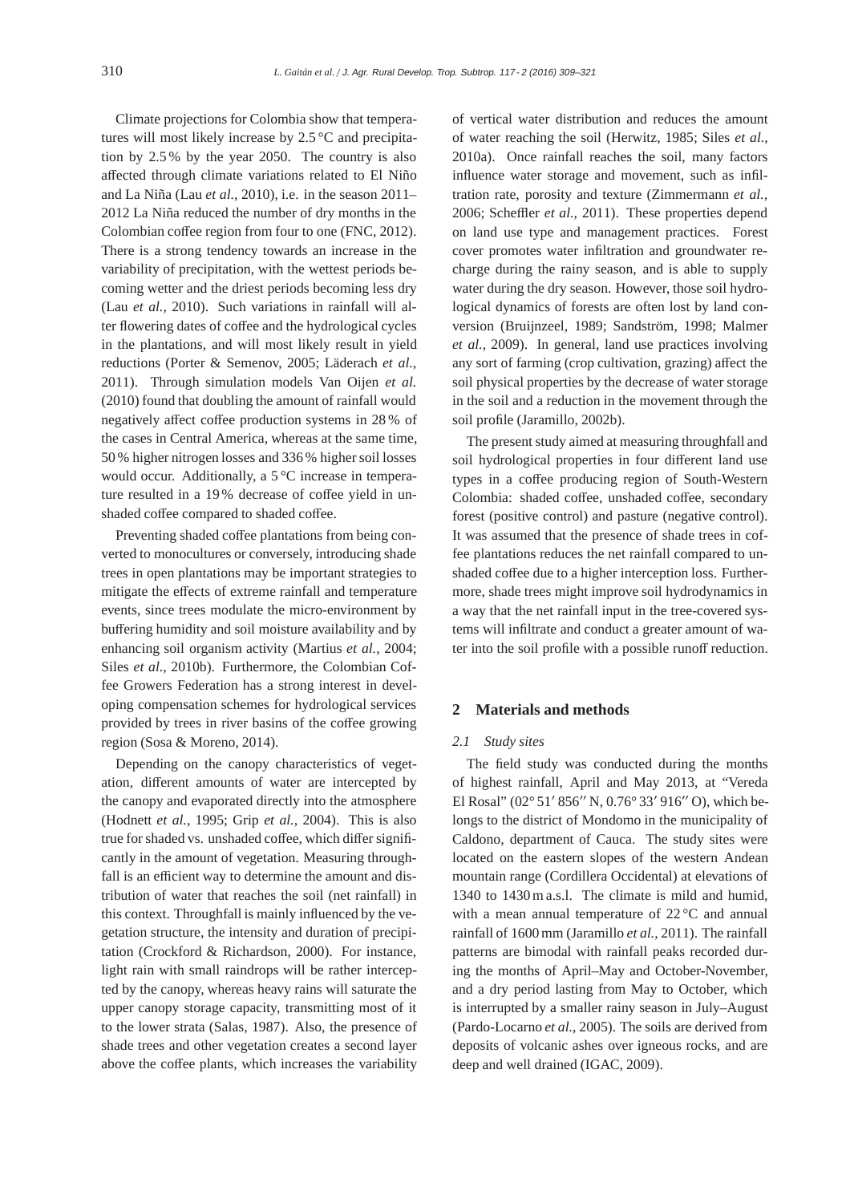Climate projections for Colombia show that temperatures will most likely increase by 2.5 °C and precipitation by 2.5 % by the year 2050. The country is also affected through climate variations related to El Niño and La Niña (Lau *et al.*, 2010), i.e. in the season 2011–2012 La Niña reduced the number of dry months in the Colombian coffee region from four to one (FNC, 2012). There is a strong tendency towards an increase in the variability of precipitation, with the wettest periods becoming wetter and the driest periods becoming less dry (Lau *et al.*, 2010). Such variations in rainfall will alter flowering dates of coffee and the hydrological cycles in the plantations, and will most likely result in yield reductions (Porter & Semenov, 2005; Läderach *et al.*, 2011). Through simulation models Van Oijen *et al.* (2010) found that doubling the amount of rainfall would negatively affect coffee production systems in 28 % of the cases in Central America, whereas at the same time, 50 % higher nitrogen losses and 336 % higher soil losses would occur. Additionally, a 5 °C increase in temperature resulted in a 19 % decrease of coffee yield in unshaded coffee compared to shaded coffee.

Preventing shaded coffee plantations from being converted to monocultures or conversely, introducing shade trees in open plantations may be important strategies to mitigate the effects of extreme rainfall and temperature events, since trees modulate the micro-environment by buffering humidity and soil moisture availability and by enhancing soil organism activity (Martius *et al.*, 2004; Siles *et al.*, 2010b). Furthermore, the Colombian Coffee Growers Federation has a strong interest in developing compensation schemes for hydrological services provided by trees in river basins of the coffee growing region (Sosa & Moreno, 2014).

Depending on the canopy characteristics of vegetation, different amounts of water are intercepted by the canopy and evaporated directly into the atmosphere (Hodnett *et al.*, 1995; Grip *et al.*, 2004). This is also true for shaded vs. unshaded coffee, which differ significantly in the amount of vegetation. Measuring throughfall is an efficient way to determine the amount and distribution of water that reaches the soil (net rainfall) in this context. Throughfall is mainly influenced by the vegetation structure, the intensity and duration of precipitation (Crockford & Richardson, 2000). For instance, light rain with small raindrops will be rather intercepted by the canopy, whereas heavy rains will saturate the upper canopy storage capacity, transmitting most of it to the lower strata (Salas, 1987). Also, the presence of shade trees and other vegetation creates a second layer above the coffee plants, which increases the variability of vertical water distribution and reduces the amount of water reaching the soil (Herwitz, 1985; Siles *et al.*, 2010a). Once rainfall reaches the soil, many factors influence water storage and movement, such as infiltration rate, porosity and texture (Zimmermann *et al.*, 2006; Scheffler *et al.*, 2011). These properties depend on land use type and management practices. Forest cover promotes water infiltration and groundwater recharge during the rainy season, and is able to supply water during the dry season. However, those soil hydrological dynamics of forests are often lost by land conversion (Bruijnzeel, 1989; Sandström, 1998; Malmer *et al.*, 2009). In general, land use practices involving any sort of farming (crop cultivation, grazing) affect the soil physical properties by the decrease of water storage in the soil and a reduction in the movement through the soil profile (Jaramillo, 2002b).

The present study aimed at measuring throughfall and soil hydrological properties in four different land use types in a coffee producing region of South-Western Colombia: shaded coffee, unshaded coffee, secondary forest (positive control) and pasture (negative control). It was assumed that the presence of shade trees in coffee plantations reduces the net rainfall compared to unshaded coffee due to a higher interception loss. Furthermore, shade trees might improve soil hydrodynamics in a way that the net rainfall input in the tree-covered systems will infiltrate and conduct a greater amount of water into the soil profile with a possible runoff reduction.

## 2 Materials and methods

### *2.1 Study sites*

The field study was conducted during the months of highest rainfall, April and May 2013, at "Vereda El Rosal" (02° 51′ 856′′ N, 0.76° 33′ 916′′ O), which belongs to the district of Mondomo in the municipality of Caldono, department of Cauca. The study sites were located on the eastern slopes of the western Andean mountain range (Cordillera Occidental) at elevations of 1340 to 1430 m a.s.l. The climate is mild and humid, with a mean annual temperature of 22 °C and annual rainfall of 1600 mm (Jaramillo *et al.*, 2011). The rainfall patterns are bimodal with rainfall peaks recorded during the months of April–May and October-November, and a dry period lasting from May to October, which is interrupted by a smaller rainy season in July–August (Pardo-Locarno *et al.*, 2005). The soils are derived from deposits of volcanic ashes over igneous rocks, and are deep and well drained (IGAC, 2009).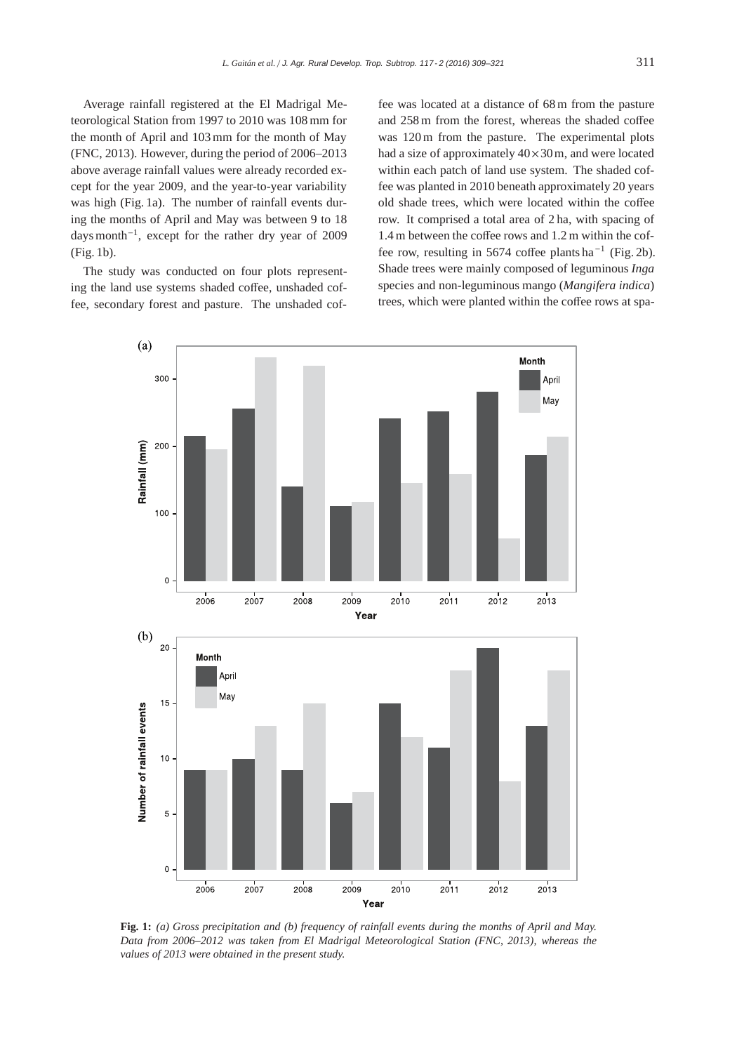Average rainfall registered at the El Madrigal Meteorological Station from 1997 to 2010 was 108 mm for the month of April and 103 mm for the month of May (FNC, 2013). However, during the period of 2006–2013 above average rainfall values were already recorded except for the year 2009, and the year-to-year variability was high (Fig. 1a). The number of rainfall events during the months of April and May was between 9 to 18 days month$^{-1}$, except for the rather dry year of 2009 (Fig. 1b).

The study was conducted on four plots representing the land use systems shaded coffee, unshaded coffee, secondary forest and pasture. The unshaded coffee was located at a distance of 68 m from the pasture and 258 m from the forest, whereas the shaded coffee was 120 m from the pasture. The experimental plots had a size of approximately $40 \times 30$ m, and were located within each patch of land use system. The shaded coffee was planted in 2010 beneath approximately 20 years old shade trees, which were located within the coffee row. It comprised a total area of 2 ha, with spacing of 1.4 m between the coffee rows and 1.2 m within the coffee row, resulting in 5674 coffee plants ha$^{-1}$ (Fig. 2b). Shade trees were mainly composed of leguminous *Inga* species and non-leguminous mango (*Mangifera indica*) trees, which were planted within the coffee rows at spa-

**Fig. 1:** *(a) Gross precipitation and (b) frequency of rainfall events during the months of April and May. Data from 2006–2012 was taken from El Madrigal Meteorological Station (FNC, 2013), whereas the values of 2013 were obtained in the present study.*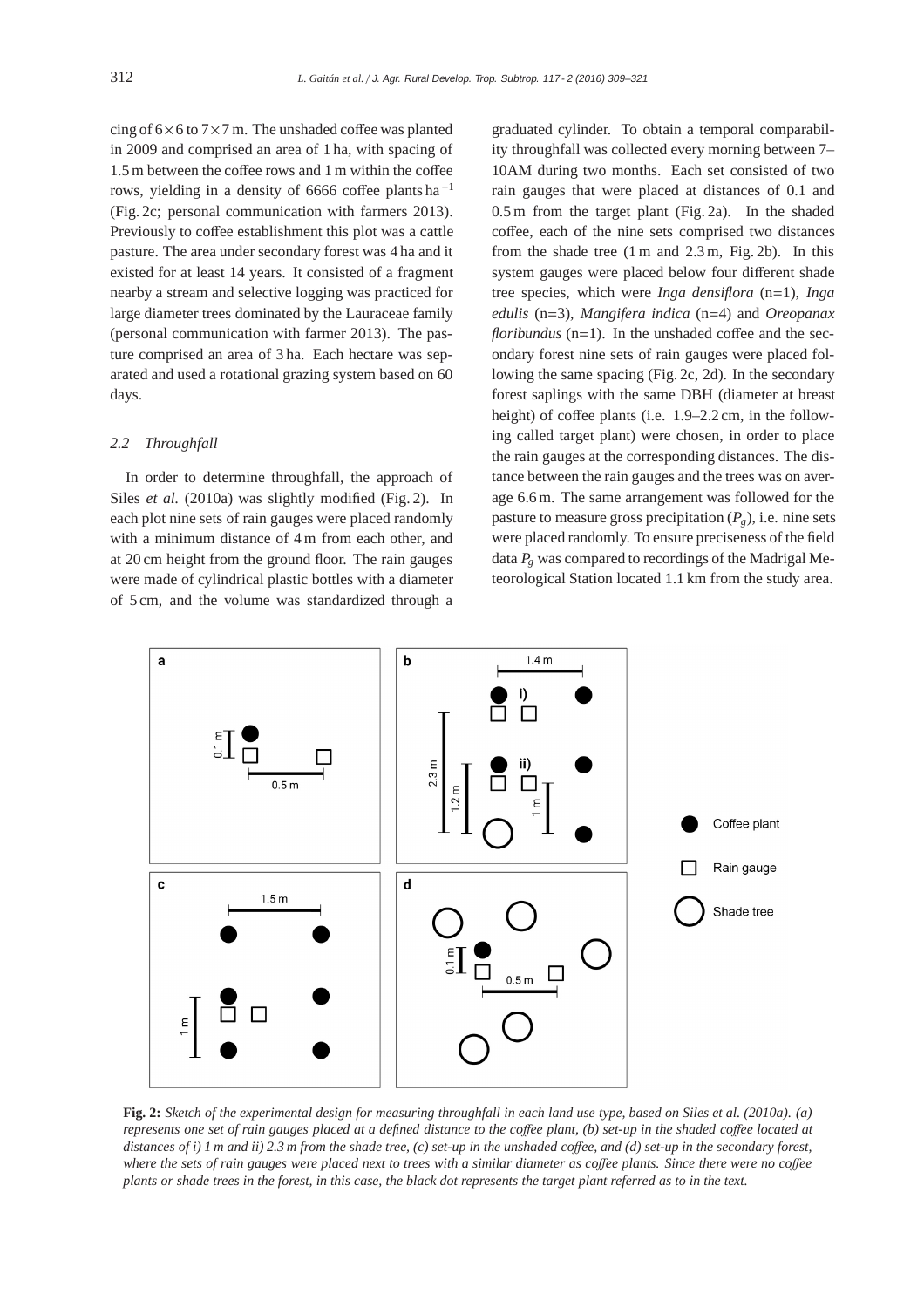cing of 6×6 to 7×7 m. The unshaded coffee was planted in 2009 and comprised an area of 1 ha, with spacing of 1.5 m between the coffee rows and 1 m within the coffee rows, yielding in a density of 6666 coffee plants ha$^{-1}$ (Fig. 2c; personal communication with farmers 2013). Previously to coffee establishment this plot was a cattle pasture. The area under secondary forest was 4 ha and it existed for at least 14 years. It consisted of a fragment nearby a stream and selective logging was practiced for large diameter trees dominated by the Lauraceae family (personal communication with farmer 2013). The pasture comprised an area of 3 ha. Each hectare was separated and used a rotational grazing system based on 60 days.

### *2.2 Throughfall*

In order to determine throughfall, the approach of Siles *et al.* (2010a) was slightly modified (Fig. 2). In each plot nine sets of rain gauges were placed randomly with a minimum distance of 4 m from each other, and at 20 cm height from the ground floor. The rain gauges were made of cylindrical plastic bottles with a diameter of 5 cm, and the volume was standardized through a graduated cylinder. To obtain a temporal comparability throughfall was collected every morning between 7–10AM during two months. Each set consisted of two rain gauges that were placed at distances of 0.1 and 0.5 m from the target plant (Fig. 2a). In the shaded coffee, each of the nine sets comprised two distances from the shade tree (1 m and 2.3 m, Fig. 2b). In this system gauges were placed below four different shade tree species, which were *Inga densiflora* (n=1), *Inga edulis* (n=3), *Mangifera indica* (n=4) and *Oreopanax floribundus* (n=1). In the unshaded coffee and the secondary forest nine sets of rain gauges were placed following the same spacing (Fig. 2c, 2d). In the secondary forest saplings with the same DBH (diameter at breast height) of coffee plants (i.e. 1.9–2.2 cm, in the following called target plant) were chosen, in order to place the rain gauges at the corresponding distances. The distance between the rain gauges and the trees was on average 6.6 m. The same arrangement was followed for the pasture to measure gross precipitation ($P_g$), i.e. nine sets were placed randomly. To ensure preciseness of the field data $P_g$ was compared to recordings of the Madrigal Meteorological Station located 1.1 km from the study area.

**Fig. 2:** *Sketch of the experimental design for measuring throughfall in each land use type, based on Siles et al. (2010a). (a) represents one set of rain gauges placed at a defined distance to the coffee plant, (b) set-up in the shaded coffee located at distances of i) 1 m and ii) 2.3 m from the shade tree, (c) set-up in the unshaded coffee, and (d) set-up in the secondary forest, where the sets of rain gauges were placed next to trees with a similar diameter as coffee plants. Since there were no coffee plants or shade trees in the forest, in this case, the black dot represents the target plant referred as to in the text.*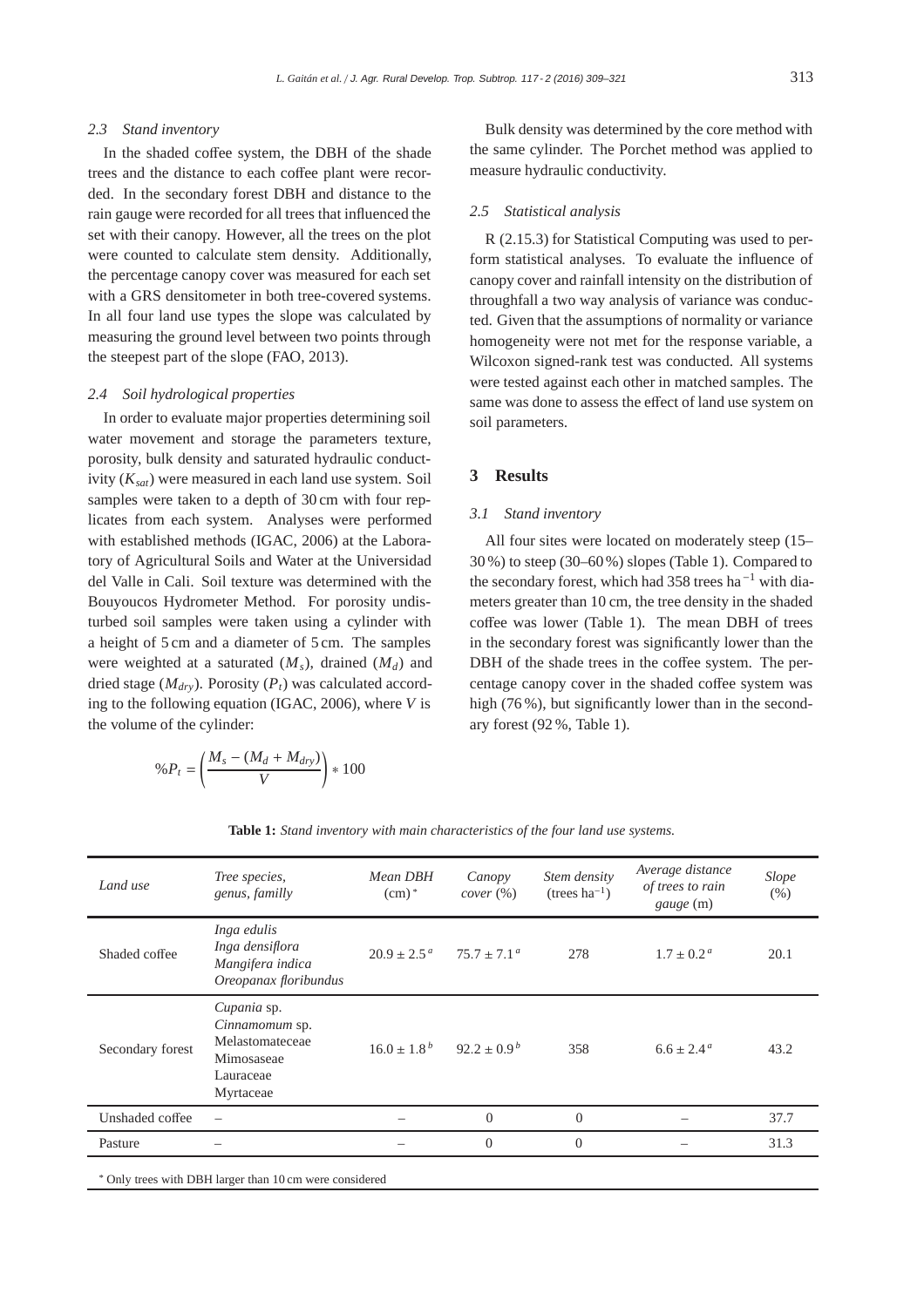### 2.3 Stand inventory

In the shaded coffee system, the DBH of the shade trees and the distance to each coffee plant were recorded. In the secondary forest DBH and distance to the rain gauge were recorded for all trees that influenced the set with their canopy. However, all the trees on the plot were counted to calculate stem density. Additionally, the percentage canopy cover was measured for each set with a GRS densitometer in both tree-covered systems. In all four land use types the slope was calculated by measuring the ground level between two points through the steepest part of the slope (FAO, 2013).

### 2.4 Soil hydrological properties

In order to evaluate major properties determining soil water movement and storage the parameters texture, porosity, bulk density and saturated hydraulic conductivity ($K_{sat}$) were measured in each land use system. Soil samples were taken to a depth of 30 cm with four replicates from each system. Analyses were performed with established methods (IGAC, 2006) at the Laboratory of Agricultural Soils and Water at the Universidad del Valle in Cali. Soil texture was determined with the Bouyoucos Hydrometer Method. For porosity undisturbed soil samples were taken using a cylinder with a height of 5 cm and a diameter of 5 cm. The samples were weighted at a saturated ($M_s$), drained ($M_d$) and dried stage ($M_{dry}$). Porosity ($P_t$) was calculated according to the following equation (IGAC, 2006), where $V$ is the volume of the cylinder:

$$\%P_t = \left( \frac{M_s - (M_d + M_{dry})}{V} \right) * 100$$

Bulk density was determined by the core method with the same cylinder. The Porchet method was applied to measure hydraulic conductivity.

### 2.5 Statistical analysis

R (2.15.3) for Statistical Computing was used to perform statistical analyses. To evaluate the influence of canopy cover and rainfall intensity on the distribution of throughfall a two way analysis of variance was conducted. Given that the assumptions of normality or variance homogeneity were not met for the response variable, a Wilcoxon signed-rank test was conducted. All systems were tested against each other in matched samples. The same was done to assess the effect of land use system on soil parameters.

## 3 Results

### 3.1 Stand inventory

All four sites were located on moderately steep (15–30 %) to steep (30–60 %) slopes (Table 1). Compared to the secondary forest, which had 358 trees ha$^{-1}$ with diameters greater than 10 cm, the tree density in the shaded coffee was lower (Table 1). The mean DBH of trees in the secondary forest was significantly lower than the DBH of the shade trees in the coffee system. The percentage canopy cover in the shaded coffee system was high (76 %), but significantly lower than in the secondary forest (92 %, Table 1).

**Table 1:** *Stand inventory with main characteristics of the four land use systems.*

| *Land use* | *Tree species, genus, familly* | *Mean DBH* (cm)* | *Canopy cover* (%) | *Stem density* (trees ha$^{-1}$) | *Average distance of trees to rain gauge* (m) | *Slope* (%) |
|---|---|---|---|---|---|---|
| Shaded coffee | *Inga edulis*<br>*Inga densiflora*<br>*Mangifera indica*<br>*Oreopanax floribundus* | $20.9 \pm 2.5^a$ | $75.7 \pm 7.1^a$ | 278 | $1.7 \pm 0.2^a$ | 20.1 |
| Secondary forest | *Cupania* sp.<br>*Cinnamomum* sp.<br>Melastomateceae<br>Mimosaseae<br>Lauraceae<br>Myrtaceae | $16.0 \pm 1.8^b$ | $92.2 \pm 0.9^b$ | 358 | $6.6 \pm 2.4^a$ | 43.2 |
| Unshaded coffee | – | – | 0 | 0 | – | 37.7 |
| Pasture | – | – | 0 | 0 | – | 31.3 |

* Only trees with DBH larger than 10 cm were considered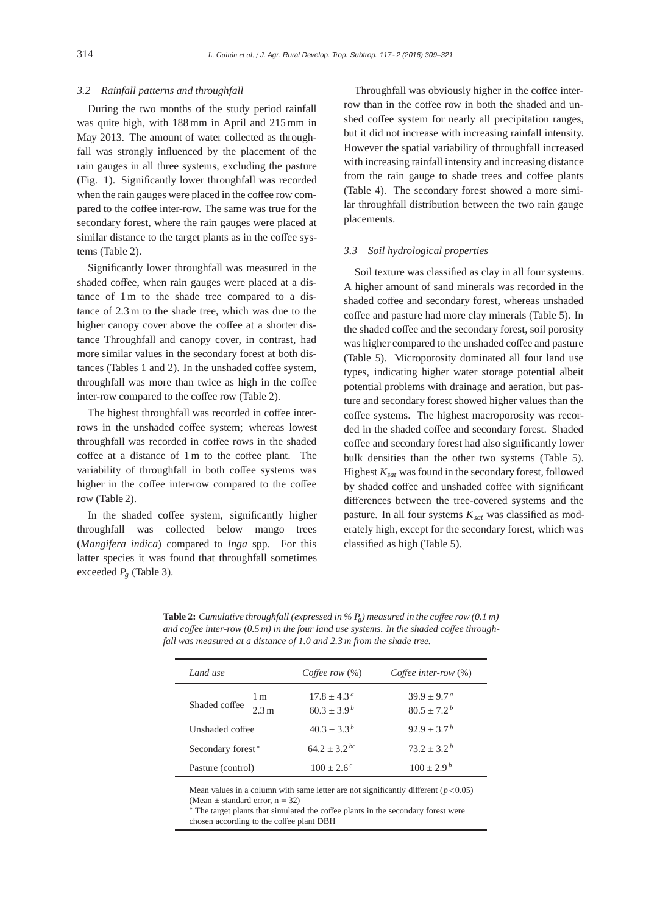### 3.2 Rainfall patterns and throughfall

During the two months of the study period rainfall was quite high, with 188 mm in April and 215 mm in May 2013. The amount of water collected as throughfall was strongly influenced by the placement of the rain gauges in all three systems, excluding the pasture (Fig. 1). Significantly lower throughfall was recorded when the rain gauges were placed in the coffee row compared to the coffee inter-row. The same was true for the secondary forest, where the rain gauges were placed at similar distance to the target plants as in the coffee systems (Table 2).

Significantly lower throughfall was measured in the shaded coffee, when rain gauges were placed at a distance of 1 m to the shade tree compared to a distance of 2.3 m to the shade tree, which was due to the higher canopy cover above the coffee at a shorter distance Throughfall and canopy cover, in contrast, had more similar values in the secondary forest at both distances (Tables 1 and 2). In the unshaded coffee system, throughfall was more than twice as high in the coffee inter-row compared to the coffee row (Table 2).

The highest throughfall was recorded in coffee inter-rows in the unshaded coffee system; whereas lowest throughfall was recorded in coffee rows in the shaded coffee at a distance of 1 m to the coffee plant. The variability of throughfall in both coffee systems was higher in the coffee inter-row compared to the coffee row (Table 2).

In the shaded coffee system, significantly higher throughfall was collected below mango trees (*Mangifera indica*) compared to *Inga* spp. For this latter species it was found that throughfall sometimes exceeded $P_g$ (Table 3).

Throughfall was obviously higher in the coffee inter-row than in the coffee row in both the shaded and unshed coffee system for nearly all precipitation ranges, but it did not increase with increasing rainfall intensity. However the spatial variability of throughfall increased with increasing rainfall intensity and increasing distance from the rain gauge to shade trees and coffee plants (Table 4). The secondary forest showed a more similar throughfall distribution between the two rain gauge placements.

### 3.3 Soil hydrological properties

Soil texture was classified as clay in all four systems. A higher amount of sand minerals was recorded in the shaded coffee and secondary forest, whereas unshaded coffee and pasture had more clay minerals (Table 5). In the shaded coffee and the secondary forest, soil porosity was higher compared to the unshaded coffee and pasture (Table 5). Microporosity dominated all four land use types, indicating higher water storage potential albeit potential problems with drainage and aeration, but pasture and secondary forest showed higher values than the coffee systems. The highest macroporosity was recorded in the shaded coffee and secondary forest. Shaded coffee and secondary forest had also significantly lower bulk densities than the other two systems (Table 5). Highest $K_{sat}$ was found in the secondary forest, followed by shaded coffee and unshaded coffee with significant differences between the tree-covered systems and the pasture. In all four systems $K_{sat}$ was classified as moderately high, except for the secondary forest, which was classified as high (Table 5).

**Table 2:** *Cumulative throughfall (expressed in % $P_g$) measured in the coffee row (0.1 m) and coffee inter-row (0.5 m) in the four land use systems. In the shaded coffee throughfall was measured at a distance of 1.0 and 2.3 m from the shade tree.*

| *Land use* | | *Coffee row* (%) | *Coffee inter-row* (%) |
|---|---|---|---|
| Shaded coffee | 1 m | $17.8 \pm 4.3^{a}$ | $39.9 \pm 9.7^{a}$ |
| | 2.3 m | $60.3 \pm 3.9^{b}$ | $80.5 \pm 7.2^{b}$ |
| Unshaded coffee | | $40.3 \pm 3.3^{b}$ | $92.9 \pm 3.7^{b}$ |
| Secondary forest* | | $64.2 \pm 3.2^{bc}$ | $73.2 \pm 3.2^{b}$ |
| Pasture (control) | | $100 \pm 2.6^{c}$ | $100 \pm 2.9^{b}$ |

Mean values in a column with same letter are not significantly different ($p < 0.05$) (Mean ± standard error, n = 32)
* The target plants that simulated the coffee plants in the secondary forest were chosen according to the coffee plant DBH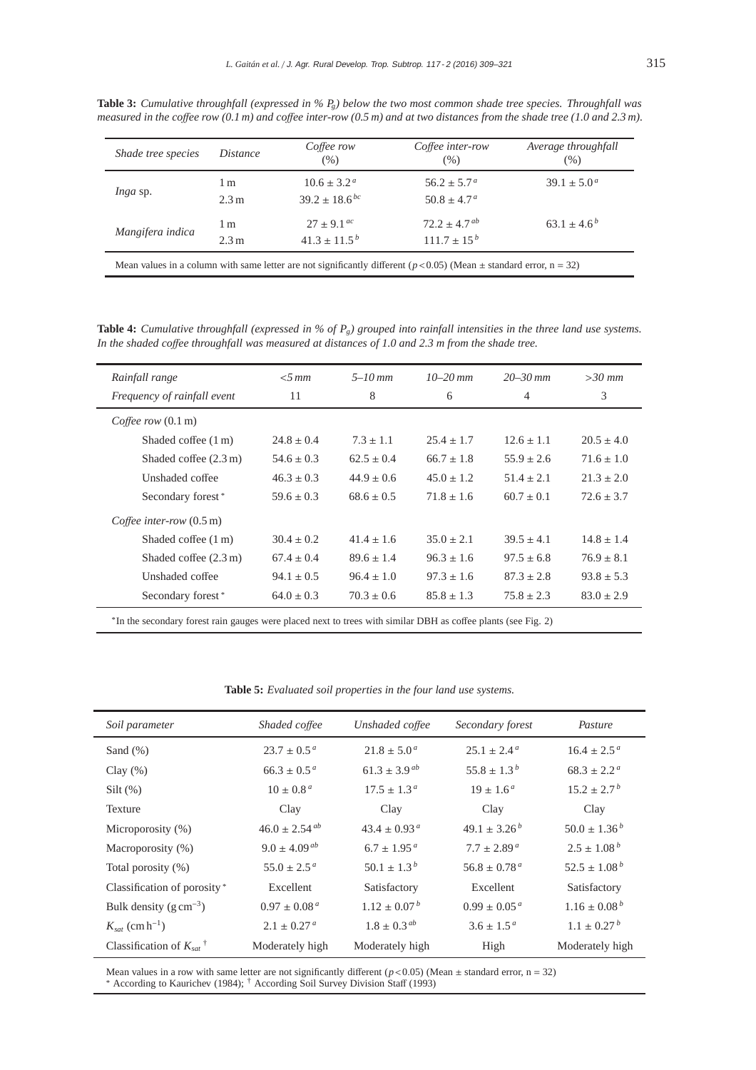**Table 3:** *Cumulative throughfall (expressed in % $P_g$) below the two most common shade tree species. Throughfall was measured in the coffee row (0.1 m) and coffee inter-row (0.5 m) and at two distances from the shade tree (1.0 and 2.3 m).*

| *Shade tree species* | *Distance* | *Coffee row* (%) | *Coffee inter-row* (%) | *Average throughfall* (%) |
|---|---|---|---|---|
| *Inga* sp. | 1 m | $10.6 \pm 3.2^{a}$ | $56.2 \pm 5.7^{a}$ | $39.1 \pm 5.0^{a}$ |
| | 2.3 m | $39.2 \pm 18.6^{bc}$ | $50.8 \pm 4.7^{a}$ | |
| *Mangifera indica* | 1 m | $27 \pm 9.1^{ac}$ | $72.2 \pm 4.7^{ab}$ | $63.1 \pm 4.6^{b}$ |
| | 2.3 m | $41.3 \pm 11.5^{b}$ | $111.7 \pm 15^{b}$ | |

Mean values in a column with same letter are not significantly different ($p < 0.05$) (Mean ± standard error, n = 32)

**Table 4:** *Cumulative throughfall (expressed in % of $P_g$) grouped into rainfall intensities in the three land use systems. In the shaded coffee throughfall was measured at distances of 1.0 and 2.3 m from the shade tree.*

| *Rainfall range* | *<5 mm* | *5–10 mm* | *10–20 mm* | *20–30 mm* | *>30 mm* |
|---|---|---|---|---|---|
| *Frequency of rainfall event* | 11 | 8 | 6 | 4 | 3 |
| *Coffee row* (0.1 m) | | | | | |
| Shaded coffee (1 m) | 24.8 ± 0.4 | 7.3 ± 1.1 | 25.4 ± 1.7 | 12.6 ± 1.1 | 20.5 ± 4.0 |
| Shaded coffee (2.3 m) | 54.6 ± 0.3 | 62.5 ± 0.4 | 66.7 ± 1.8 | 55.9 ± 2.6 | 71.6 ± 1.0 |
| Unshaded coffee | 46.3 ± 0.3 | 44.9 ± 0.6 | 45.0 ± 1.2 | 51.4 ± 2.1 | 21.3 ± 2.0 |
| Secondary forest * | 59.6 ± 0.3 | 68.6 ± 0.5 | 71.8 ± 1.6 | 60.7 ± 0.1 | 72.6 ± 3.7 |
| *Coffee inter-row* (0.5 m) | | | | | |
| Shaded coffee (1 m) | 30.4 ± 0.2 | 41.4 ± 1.6 | 35.0 ± 2.1 | 39.5 ± 4.1 | 14.8 ± 1.4 |
| Shaded coffee (2.3 m) | 67.4 ± 0.4 | 89.6 ± 1.4 | 96.3 ± 1.6 | 97.5 ± 6.8 | 76.9 ± 8.1 |
| Unshaded coffee | 94.1 ± 0.5 | 96.4 ± 1.0 | 97.3 ± 1.6 | 87.3 ± 2.8 | 93.8 ± 5.3 |
| Secondary forest * | 64.0 ± 0.3 | 70.3 ± 0.6 | 85.8 ± 1.3 | 75.8 ± 2.3 | 83.0 ± 2.9 |

*In the secondary forest rain gauges were placed next to trees with similar DBH as coffee plants (see Fig. 2)

**Table 5:** *Evaluated soil properties in the four land use systems.*

| *Soil parameter* | *Shaded coffee* | *Unshaded coffee* | *Secondary forest* | *Pasture* |
|---|---|---|---|---|
| Sand (%) | $23.7 \pm 0.5^{a}$ | $21.8 \pm 5.0^{a}$ | $25.1 \pm 2.4^{a}$ | $16.4 \pm 2.5^{a}$ |
| Clay (%) | $66.3 \pm 0.5^{a}$ | $61.3 \pm 3.9^{ab}$ | $55.8 \pm 1.3^{b}$ | $68.3 \pm 2.2^{a}$ |
| Silt (%) | $10 \pm 0.8^{a}$ | $17.5 \pm 1.3^{a}$ | $19 \pm 1.6^{a}$ | $15.2 \pm 2.7^{b}$ |
| Texture | Clay | Clay | Clay | Clay |
| Microporosity (%) | $46.0 \pm 2.54^{ab}$ | $43.4 \pm 0.93^{a}$ | $49.1 \pm 3.26^{b}$ | $50.0 \pm 1.36^{b}$ |
| Macroporosity (%) | $9.0 \pm 4.09^{ab}$ | $6.7 \pm 1.95^{a}$ | $7.7 \pm 2.89^{a}$ | $2.5 \pm 1.08^{b}$ |
| Total porosity (%) | $55.0 \pm 2.5^{a}$ | $50.1 \pm 1.3^{b}$ | $56.8 \pm 0.78^{a}$ | $52.5 \pm 1.08^{b}$ |
| Classification of porosity * | Excellent | Satisfactory | Excellent | Satisfactory |
| Bulk density ($g\,cm^{-3}$) | $0.97 \pm 0.08^{a}$ | $1.12 \pm 0.07^{b}$ | $0.99 \pm 0.05^{a}$ | $1.16 \pm 0.08^{b}$ |
| $K_{sat}$ ($cm\,h^{-1}$) | $2.1 \pm 0.27^{a}$ | $1.8 \pm 0.3^{ab}$ | $3.6 \pm 1.5^{a}$ | $1.1 \pm 0.27^{b}$ |
| Classification of $K_{sat}$ † | Moderately high | Moderately high | High | Moderately high |

Mean values in a row with same letter are not significantly different ($p < 0.05$) (Mean ± standard error, n = 32)
* According to Kaurichev (1984); † According Soil Survey Division Staff (1993)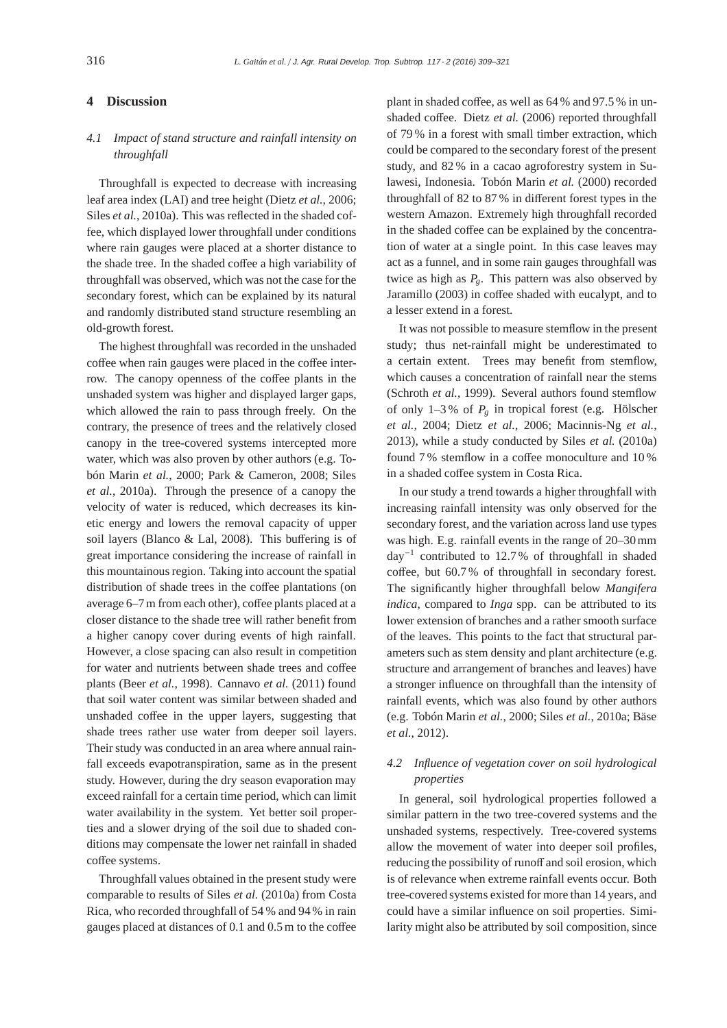## 4 Discussion

### 4.1 Impact of stand structure and rainfall intensity on throughfall

Throughfall is expected to decrease with increasing leaf area index (LAI) and tree height (Dietz *et al.*, 2006; Siles *et al.*, 2010a). This was reflected in the shaded coffee, which displayed lower throughfall under conditions where rain gauges were placed at a shorter distance to the shade tree. In the shaded coffee a high variability of throughfall was observed, which was not the case for the secondary forest, which can be explained by its natural and randomly distributed stand structure resembling an old-growth forest.

The highest throughfall was recorded in the unshaded coffee when rain gauges were placed in the coffee interrow. The canopy openness of the coffee plants in the unshaded system was higher and displayed larger gaps, which allowed the rain to pass through freely. On the contrary, the presence of trees and the relatively closed canopy in the tree-covered systems intercepted more water, which was also proven by other authors (e.g. Tobón Marin *et al.*, 2000; Park & Cameron, 2008; Siles *et al.*, 2010a). Through the presence of a canopy the velocity of water is reduced, which decreases its kinetic energy and lowers the removal capacity of upper soil layers (Blanco & Lal, 2008). This buffering is of great importance considering the increase of rainfall in this mountainous region. Taking into account the spatial distribution of shade trees in the coffee plantations (on average 6–7 m from each other), coffee plants placed at a closer distance to the shade tree will rather benefit from a higher canopy cover during events of high rainfall. However, a close spacing can also result in competition for water and nutrients between shade trees and coffee plants (Beer *et al.*, 1998). Cannavo *et al.* (2011) found that soil water content was similar between shaded and unshaded coffee in the upper layers, suggesting that shade trees rather use water from deeper soil layers. Their study was conducted in an area where annual rainfall exceeds evapotranspiration, same as in the present study. However, during the dry season evaporation may exceed rainfall for a certain time period, which can limit water availability in the system. Yet better soil properties and a slower drying of the soil due to shaded conditions may compensate the lower net rainfall in shaded coffee systems.

Throughfall values obtained in the present study were comparable to results of Siles *et al.* (2010a) from Costa Rica, who recorded throughfall of 54 % and 94 % in rain gauges placed at distances of 0.1 and 0.5 m to the coffee plant in shaded coffee, as well as 64 % and 97.5 % in unshaded coffee. Dietz *et al.* (2006) reported throughfall of 79 % in a forest with small timber extraction, which could be compared to the secondary forest of the present study, and 82 % in a cacao agroforestry system in Sulawesi, Indonesia. Tobón Marin *et al.* (2000) recorded throughfall of 82 to 87 % in different forest types in the western Amazon. Extremely high throughfall recorded in the shaded coffee can be explained by the concentration of water at a single point. In this case leaves may act as a funnel, and in some rain gauges throughfall was twice as high as $P_g$. This pattern was also observed by Jaramillo (2003) in coffee shaded with eucalypt, and to a lesser extend in a forest.

It was not possible to measure stemflow in the present study; thus net-rainfall might be underestimated to a certain extent. Trees may benefit from stemflow, which causes a concentration of rainfall near the stems (Schroth *et al.*, 1999). Several authors found stemflow of only 1–3 % of $P_g$ in tropical forest (e.g. Hölscher *et al.*, 2004; Dietz *et al.*, 2006; Macinnis-Ng *et al.*, 2013), while a study conducted by Siles *et al.* (2010a) found 7 % stemflow in a coffee monoculture and 10 % in a shaded coffee system in Costa Rica.

In our study a trend towards a higher throughfall with increasing rainfall intensity was only observed for the secondary forest, and the variation across land use types was high. E.g. rainfall events in the range of 20–30 mm day$^{-1}$ contributed to 12.7 % of throughfall in shaded coffee, but 60.7 % of throughfall in secondary forest. The significantly higher throughfall below *Mangifera indica*, compared to *Inga* spp. can be attributed to its lower extension of branches and a rather smooth surface of the leaves. This points to the fact that structural parameters such as stem density and plant architecture (e.g. structure and arrangement of branches and leaves) have a stronger influence on throughfall than the intensity of rainfall events, which was also found by other authors (e.g. Tobón Marin *et al.*, 2000; Siles *et al.*, 2010a; Bäse *et al.*, 2012).

### 4.2 Influence of vegetation cover on soil hydrological properties

In general, soil hydrological properties followed a similar pattern in the two tree-covered systems and the unshaded systems, respectively. Tree-covered systems allow the movement of water into deeper soil profiles, reducing the possibility of runoff and soil erosion, which is of relevance when extreme rainfall events occur. Both tree-covered systems existed for more than 14 years, and could have a similar influence on soil properties. Similarity might also be attributed by soil composition, since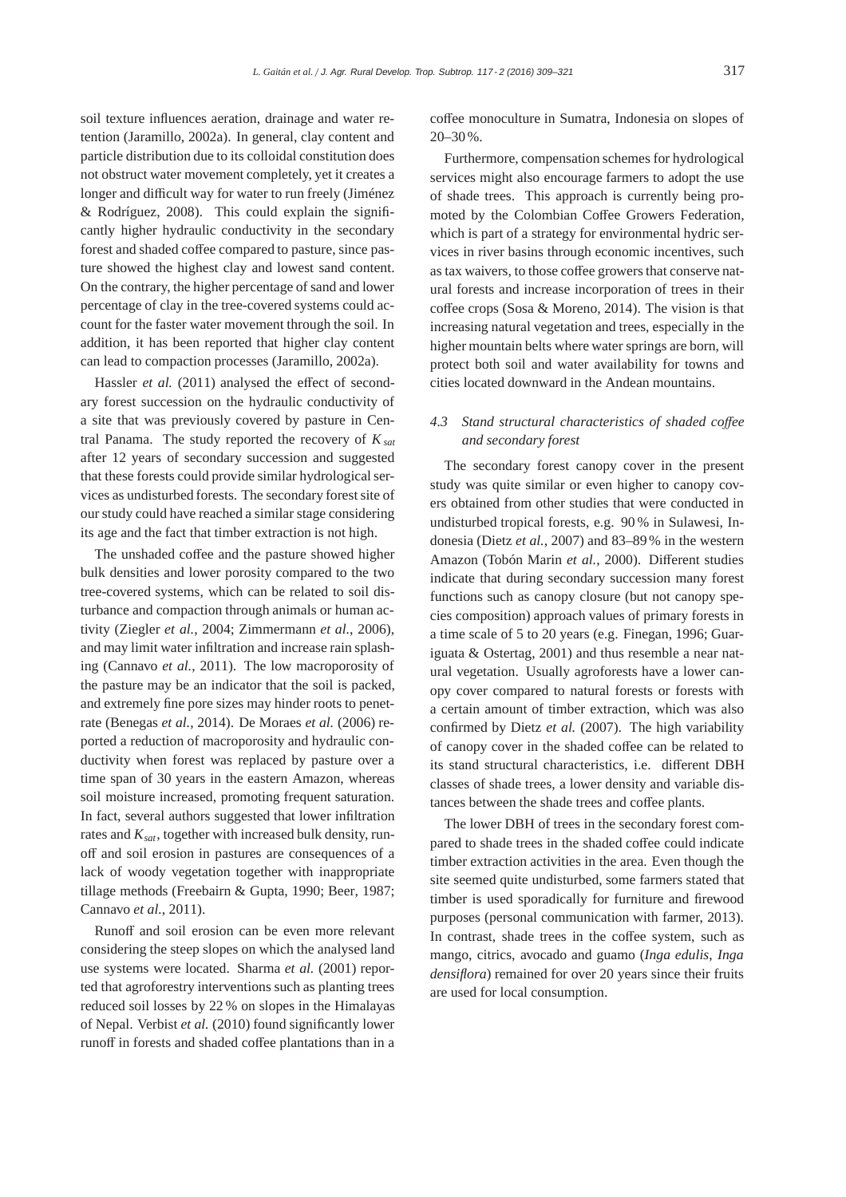soil texture influences aeration, drainage and water retention (Jaramillo, 2002a). In general, clay content and particle distribution due to its colloidal constitution does not obstruct water movement completely, yet it creates a longer and difficult way for water to run freely (Jiménez & Rodríguez, 2008). This could explain the significantly higher hydraulic conductivity in the secondary forest and shaded coffee compared to pasture, since pasture showed the highest clay and lowest sand content. On the contrary, the higher percentage of sand and lower percentage of clay in the tree-covered systems could account for the faster water movement through the soil. In addition, it has been reported that higher clay content can lead to compaction processes (Jaramillo, 2002a).

Hassler *et al.* (2011) analysed the effect of secondary forest succession on the hydraulic conductivity of a site that was previously covered by pasture in Central Panama. The study reported the recovery of $K_{sat}$ after 12 years of secondary succession and suggested that these forests could provide similar hydrological services as undisturbed forests. The secondary forest site of our study could have reached a similar stage considering its age and the fact that timber extraction is not high.

The unshaded coffee and the pasture showed higher bulk densities and lower porosity compared to the two tree-covered systems, which can be related to soil disturbance and compaction through animals or human activity (Ziegler *et al.*, 2004; Zimmermann *et al.*, 2006), and may limit water infiltration and increase rain splashing (Cannavo *et al.*, 2011). The low macroporosity of the pasture may be an indicator that the soil is packed, and extremely fine pore sizes may hinder roots to penetrate (Benegas *et al.*, 2014). De Moraes *et al.* (2006) reported a reduction of macroporosity and hydraulic conductivity when forest was replaced by pasture over a time span of 30 years in the eastern Amazon, whereas soil moisture increased, promoting frequent saturation. In fact, several authors suggested that lower infiltration rates and $K_{sat}$, together with increased bulk density, runoff and soil erosion in pastures are consequences of a lack of woody vegetation together with inappropriate tillage methods (Freebairn & Gupta, 1990; Beer, 1987; Cannavo *et al.*, 2011).

Runoff and soil erosion can be even more relevant considering the steep slopes on which the analysed land use systems were located. Sharma *et al.* (2001) reported that agroforestry interventions such as planting trees reduced soil losses by 22 % on slopes in the Himalayas of Nepal. Verbist *et al.* (2010) found significantly lower runoff in forests and shaded coffee plantations than in a coffee monoculture in Sumatra, Indonesia on slopes of 20–30 %.

Furthermore, compensation schemes for hydrological services might also encourage farmers to adopt the use of shade trees. This approach is currently being promoted by the Colombian Coffee Growers Federation, which is part of a strategy for environmental hydric services in river basins through economic incentives, such as tax waivers, to those coffee growers that conserve natural forests and increase incorporation of trees in their coffee crops (Sosa & Moreno, 2014). The vision is that increasing natural vegetation and trees, especially in the higher mountain belts where water springs are born, will protect both soil and water availability for towns and cities located downward in the Andean mountains.

### *4.3 Stand structural characteristics of shaded coffee and secondary forest*

The secondary forest canopy cover in the present study was quite similar or even higher to canopy covers obtained from other studies that were conducted in undisturbed tropical forests, e.g. 90 % in Sulawesi, Indonesia (Dietz *et al.*, 2007) and 83–89 % in the western Amazon (Tobón Marin *et al.*, 2000). Different studies indicate that during secondary succession many forest functions such as canopy closure (but not canopy species composition) approach values of primary forests in a time scale of 5 to 20 years (e.g. Finegan, 1996; Guariguata & Ostertag, 2001) and thus resemble a near natural vegetation. Usually agroforests have a lower canopy cover compared to natural forests or forests with a certain amount of timber extraction, which was also confirmed by Dietz *et al.* (2007). The high variability of canopy cover in the shaded coffee can be related to its stand structural characteristics, i.e. different DBH classes of shade trees, a lower density and variable distances between the shade trees and coffee plants.

The lower DBH of trees in the secondary forest compared to shade trees in the shaded coffee could indicate timber extraction activities in the area. Even though the site seemed quite undisturbed, some farmers stated that timber is used sporadically for furniture and firewood purposes (personal communication with farmer, 2013). In contrast, shade trees in the coffee system, such as mango, citrics, avocado and guamo (*Inga edulis*, *Inga densiflora*) remained for over 20 years since their fruits are used for local consumption.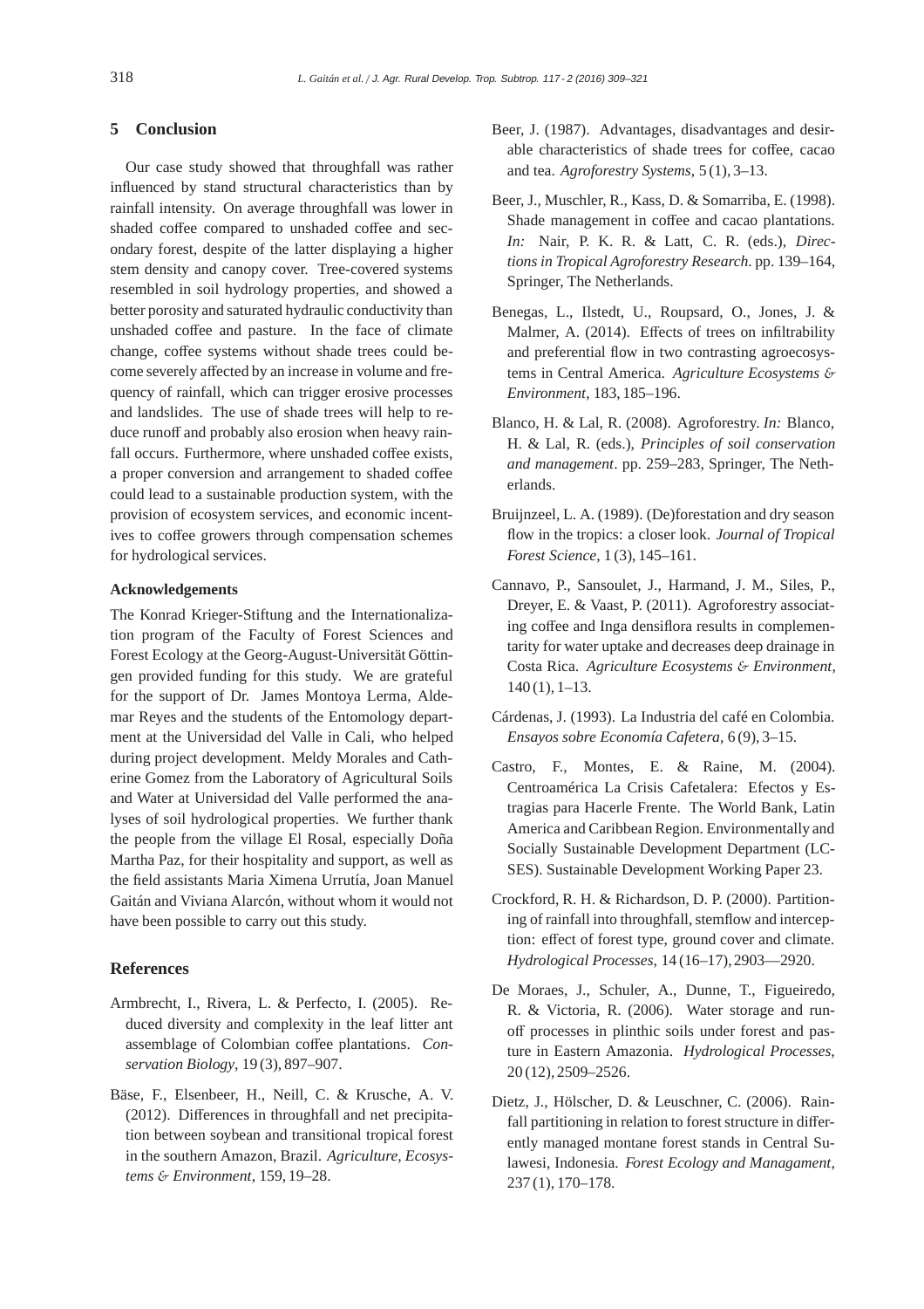## 5 Conclusion

Our case study showed that throughfall was rather influenced by stand structural characteristics than by rainfall intensity. On average throughfall was lower in shaded coffee compared to unshaded coffee and secondary forest, despite of the latter displaying a higher stem density and canopy cover. Tree-covered systems resembled in soil hydrology properties, and showed a better porosity and saturated hydraulic conductivity than unshaded coffee and pasture. In the face of climate change, coffee systems without shade trees could become severely affected by an increase in volume and frequency of rainfall, which can trigger erosive processes and landslides. The use of shade trees will help to reduce runoff and probably also erosion when heavy rainfall occurs. Furthermore, where unshaded coffee exists, a proper conversion and arrangement to shaded coffee could lead to a sustainable production system, with the provision of ecosystem services, and economic incentives to coffee growers through compensation schemes for hydrological services.

### Acknowledgements

The Konrad Krieger-Stiftung and the Internationalization program of the Faculty of Forest Sciences and Forest Ecology at the Georg-August-Universität Göttingen provided funding for this study. We are grateful for the support of Dr. James Montoya Lerma, Aldemar Reyes and the students of the Entomology department at the Universidad del Valle in Cali, who helped during project development. Meldy Morales and Catherine Gomez from the Laboratory of Agricultural Soils and Water at Universidad del Valle performed the analyses of soil hydrological properties. We further thank the people from the village El Rosal, especially Doña Martha Paz, for their hospitality and support, as well as the field assistants Maria Ximena Urrutía, Joan Manuel Gaitán and Viviana Alarcón, without whom it would not have been possible to carry out this study.

## References

Armbrecht, I., Rivera, L. & Perfecto, I. (2005). Reduced diversity and complexity in the leaf litter ant assemblage of Colombian coffee plantations. *Conservation Biology*, 19 (3), 897–907.

Bäse, F., Elsenbeer, H., Neill, C. & Krusche, A. V. (2012). Differences in throughfall and net precipitation between soybean and transitional tropical forest in the southern Amazon, Brazil. *Agriculture, Ecosystems & Environment*, 159, 19–28.

Beer, J. (1987). Advantages, disadvantages and desirable characteristics of shade trees for coffee, cacao and tea. *Agroforestry Systems*, 5 (1), 3–13.

Beer, J., Muschler, R., Kass, D. & Somarriba, E. (1998). Shade management in coffee and cacao plantations. *In:* Nair, P. K. R. & Latt, C. R. (eds.), *Directions in Tropical Agroforestry Research*. pp. 139–164, Springer, The Netherlands.

Benegas, L., Ilstedt, U., Roupsard, O., Jones, J. & Malmer, A. (2014). Effects of trees on infiltrability and preferential flow in two contrasting agroecosystems in Central America. *Agriculture Ecosystems & Environment*, 183, 185–196.

Blanco, H. & Lal, R. (2008). Agroforestry. *In:* Blanco, H. & Lal, R. (eds.), *Principles of soil conservation and management*. pp. 259–283, Springer, The Netherlands.

Bruijnzeel, L. A. (1989). (De)forestation and dry season flow in the tropics: a closer look. *Journal of Tropical Forest Science*, 1 (3), 145–161.

Cannavo, P., Sansoulet, J., Harmand, J. M., Siles, P., Dreyer, E. & Vaast, P. (2011). Agroforestry associating coffee and Inga densiflora results in complementarity for water uptake and decreases deep drainage in Costa Rica. *Agriculture Ecosystems & Environment*, 140 (1), 1–13.

Cárdenas, J. (1993). La Industria del café en Colombia. *Ensayos sobre Economía Cafetera*, 6 (9), 3–15.

Castro, F., Montes, E. & Raine, M. (2004). Centroamérica La Crisis Cafetalera: Efectos y Estragias para Hacerle Frente. The World Bank, Latin America and Caribbean Region. Environmentally and Socially Sustainable Development Department (LCSES). Sustainable Development Working Paper 23.

Crockford, R. H. & Richardson, D. P. (2000). Partitioning of rainfall into throughfall, stemflow and interception: effect of forest type, ground cover and climate. *Hydrological Processes*, 14 (16–17), 2903—2920.

De Moraes, J., Schuler, A., Dunne, T., Figueiredo, R. & Victoria, R. (2006). Water storage and runoff processes in plinthic soils under forest and pasture in Eastern Amazonia. *Hydrological Processes*, 20 (12), 2509–2526.

Dietz, J., Hölscher, D. & Leuschner, C. (2006). Rainfall partitioning in relation to forest structure in differently managed montane forest stands in Central Sulawesi, Indonesia. *Forest Ecology and Managament*, 237 (1), 170–178.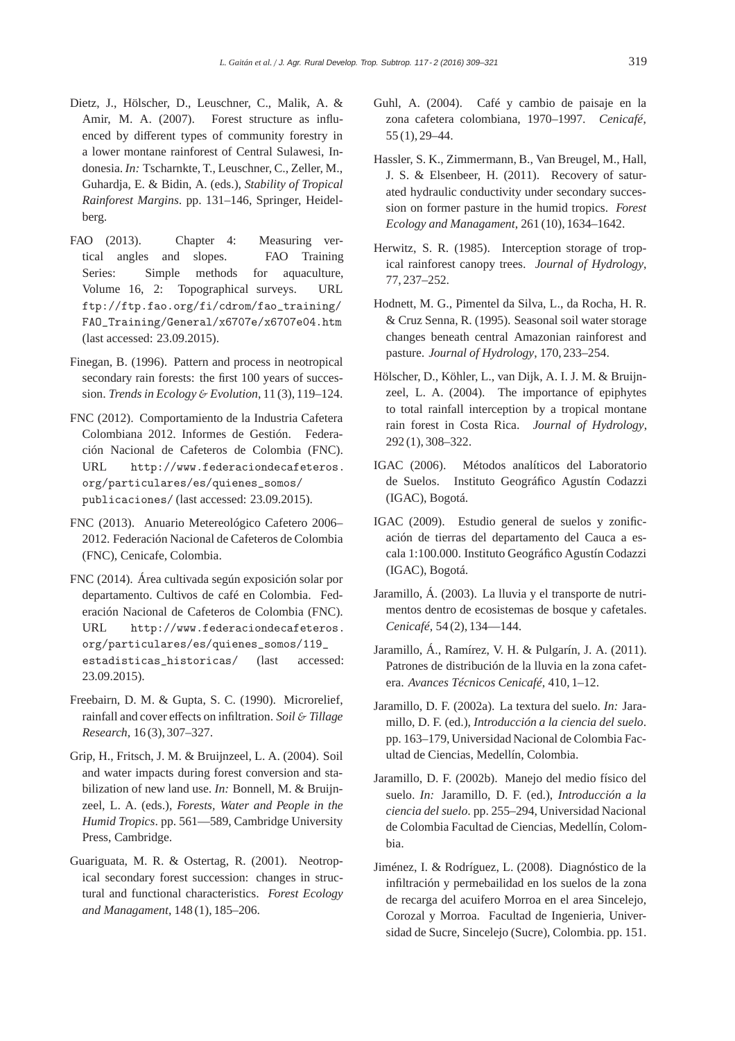Dietz, J., Hölscher, D., Leuschner, C., Malik, A. & Amir, M. A. (2007). Forest structure as influenced by different types of community forestry in a lower montane rainforest of Central Sulawesi, Indonesia. *In:* Tscharnkte, T., Leuschner, C., Zeller, M., Guhardja, E. & Bidin, A. (eds.), *Stability of Tropical Rainforest Margins*. pp. 131–146, Springer, Heidelberg.

FAO (2013). Chapter 4: Measuring vertical angles and slopes. FAO Training Series: Simple methods for aquaculture, Volume 16, 2: Topographical surveys. URL ftp://ftp.fao.org/fi/cdrom/fao_training/FAO_Training/General/x6707e/x6707e04.htm (last accessed: 23.09.2015).

Finegan, B. (1996). Pattern and process in neotropical secondary rain forests: the first 100 years of succession. *Trends in Ecology & Evolution*, 11 (3), 119–124.

FNC (2012). Comportamiento de la Industria Cafetera Colombiana 2012. Informes de Gestión. Federación Nacional de Cafeteros de Colombia (FNC). URL http://www.federaciondecafeteros.org/particulares/es/quienes_somos/publicaciones/ (last accessed: 23.09.2015).

FNC (2013). Anuario Metereológico Cafetero 2006–2012. Federación Nacional de Cafeteros de Colombia (FNC), Cenicafe, Colombia.

FNC (2014). Área cultivada según exposición solar por departamento. Cultivos de café en Colombia. Federación Nacional de Cafeteros de Colombia (FNC). URL http://www.federaciondecafeteros.org/particulares/es/quienes_somos/119_estadisticas_historicas/ (last accessed: 23.09.2015).

Freebairn, D. M. & Gupta, S. C. (1990). Microrelief, rainfall and cover effects on infiltration. *Soil & Tillage Research*, 16 (3), 307–327.

Grip, H., Fritsch, J. M. & Bruijnzeel, L. A. (2004). Soil and water impacts during forest conversion and stabilization of new land use. *In:* Bonnell, M. & Bruijnzeel, L. A. (eds.), *Forests, Water and People in the Humid Tropics*. pp. 561—589, Cambridge University Press, Cambridge.

Guariguata, M. R. & Ostertag, R. (2001). Neotropical secondary forest succession: changes in structural and functional characteristics. *Forest Ecology and Managament*, 148 (1), 185–206.

Guhl, A. (2004). Café y cambio de paisaje en la zona cafetera colombiana, 1970–1997. *Cenicafé*, 55 (1), 29–44.

Hassler, S. K., Zimmermann, B., Van Breugel, M., Hall, J. S. & Elsenbeer, H. (2011). Recovery of saturated hydraulic conductivity under secondary succession on former pasture in the humid tropics. *Forest Ecology and Managament*, 261 (10), 1634–1642.

Herwitz, S. R. (1985). Interception storage of tropical rainforest canopy trees. *Journal of Hydrology*, 77, 237–252.

Hodnett, M. G., Pimentel da Silva, L., da Rocha, H. R. & Cruz Senna, R. (1995). Seasonal soil water storage changes beneath central Amazonian rainforest and pasture. *Journal of Hydrology*, 170, 233–254.

Hölscher, D., Köhler, L., van Dijk, A. I. J. M. & Bruijnzeel, L. A. (2004). The importance of epiphytes to total rainfall interception by a tropical montane rain forest in Costa Rica. *Journal of Hydrology*, 292 (1), 308–322.

IGAC (2006). Métodos analíticos del Laboratorio de Suelos. Instituto Geográfico Agustín Codazzi (IGAC), Bogotá.

IGAC (2009). Estudio general de suelos y zonificación de tierras del departamento del Cauca a escala 1:100.000. Instituto Geográfico Agustín Codazzi (IGAC), Bogotá.

Jaramillo, Á. (2003). La lluvia y el transporte de nutrimentos dentro de ecosistemas de bosque y cafetales. *Cenicafé*, 54 (2), 134—144.

Jaramillo, Á., Ramírez, V. H. & Pulgarín, J. A. (2011). Patrones de distribución de la lluvia en la zona cafetera. *Avances Técnicos Cenicafé*, 410, 1–12.

Jaramillo, D. F. (2002a). La textura del suelo. *In:* Jaramillo, D. F. (ed.), *Introducción a la ciencia del suelo*. pp. 163–179, Universidad Nacional de Colombia Facultad de Ciencias, Medellín, Colombia.

Jaramillo, D. F. (2002b). Manejo del medio físico del suelo. *In:* Jaramillo, D. F. (ed.), *Introducción a la ciencia del suelo*. pp. 255–294, Universidad Nacional de Colombia Facultad de Ciencias, Medellín, Colombia.

Jiménez, I. & Rodríguez, L. (2008). Diagnóstico de la infiltración y permebailidad en los suelos de la zona de recarga del acuifero Morroa en el area Sincelejo, Corozal y Morroa. Facultad de Ingenieria, Universidad de Sucre, Sincelejo (Sucre), Colombia. pp. 151.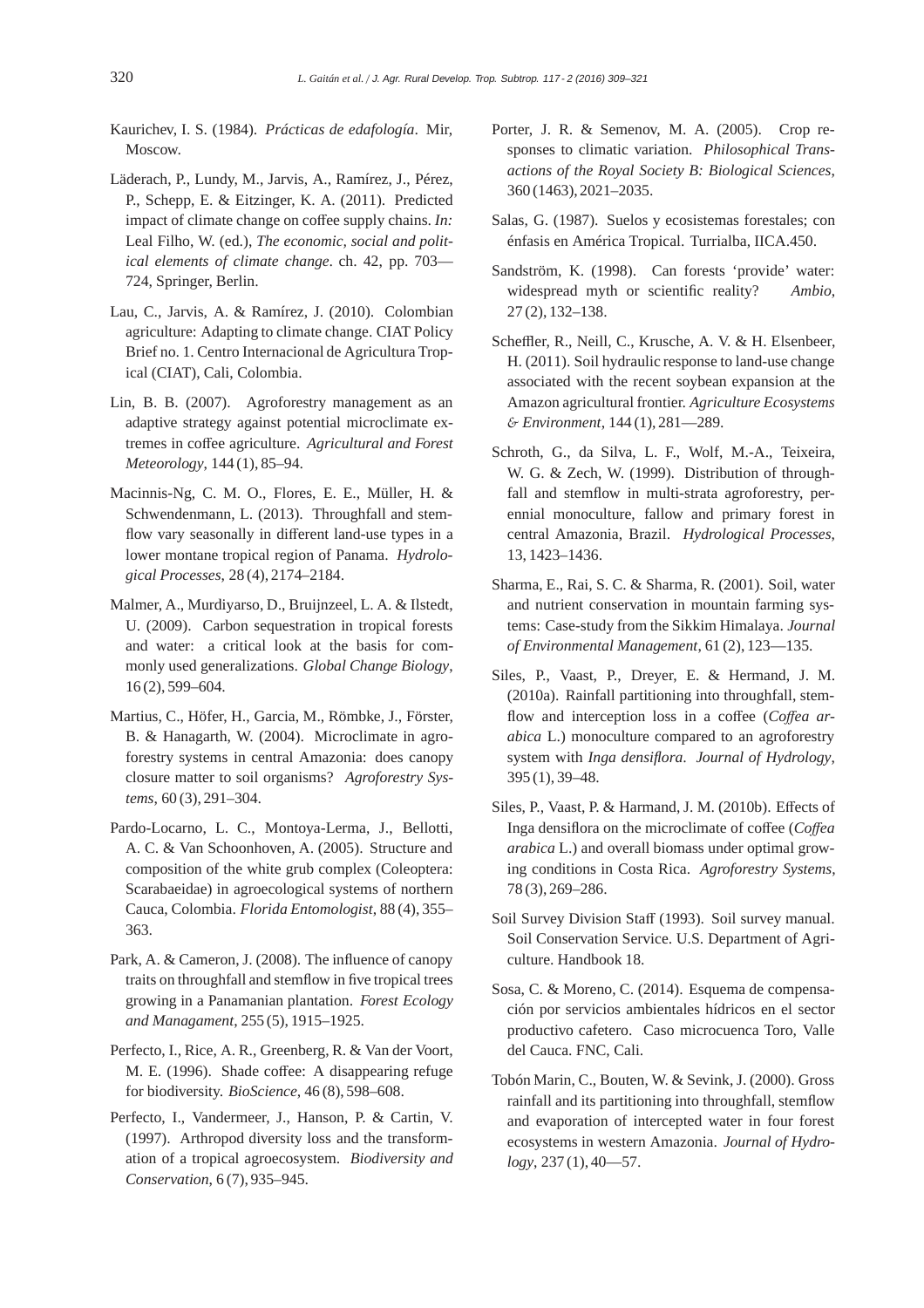Kaurichev, I. S. (1984). *Prácticas de edafología*. Mir, Moscow.

Läderach, P., Lundy, M., Jarvis, A., Ramírez, J., Pérez, P., Schepp, E. & Eitzinger, K. A. (2011). Predicted impact of climate change on coffee supply chains. *In:* Leal Filho, W. (ed.), *The economic, social and political elements of climate change*. ch. 42, pp. 703—724, Springer, Berlin.

Lau, C., Jarvis, A. & Ramírez, J. (2010). Colombian agriculture: Adapting to climate change. CIAT Policy Brief no. 1. Centro Internacional de Agricultura Tropical (CIAT), Cali, Colombia.

Lin, B. B. (2007). Agroforestry management as an adaptive strategy against potential microclimate extremes in coffee agriculture. *Agricultural and Forest Meteorology*, 144 (1), 85–94.

Macinnis-Ng, C. M. O., Flores, E. E., Müller, H. & Schwendenmann, L. (2013). Throughfall and stemflow vary seasonally in different land-use types in a lower montane tropical region of Panama. *Hydrological Processes*, 28 (4), 2174–2184.

Malmer, A., Murdiyarso, D., Bruijnzeel, L. A. & Ilstedt, U. (2009). Carbon sequestration in tropical forests and water: a critical look at the basis for commonly used generalizations. *Global Change Biology*, 16 (2), 599–604.

Martius, C., Höfer, H., Garcia, M., Römbke, J., Förster, B. & Hanagarth, W. (2004). Microclimate in agroforestry systems in central Amazonia: does canopy closure matter to soil organisms? *Agroforestry Systems*, 60 (3), 291–304.

Pardo-Locarno, L. C., Montoya-Lerma, J., Bellotti, A. C. & Van Schoonhoven, A. (2005). Structure and composition of the white grub complex (Coleoptera: Scarabaeidae) in agroecological systems of northern Cauca, Colombia. *Florida Entomologist*, 88 (4), 355–363.

Park, A. & Cameron, J. (2008). The influence of canopy traits on throughfall and stemflow in five tropical trees growing in a Panamanian plantation. *Forest Ecology and Managament*, 255 (5), 1915–1925.

Perfecto, I., Rice, A. R., Greenberg, R. & Van der Voort, M. E. (1996). Shade coffee: A disappearing refuge for biodiversity. *BioScience*, 46 (8), 598–608.

Perfecto, I., Vandermeer, J., Hanson, P. & Cartin, V. (1997). Arthropod diversity loss and the transformation of a tropical agroecosystem. *Biodiversity and Conservation*, 6 (7), 935–945.

Porter, J. R. & Semenov, M. A. (2005). Crop responses to climatic variation. *Philosophical Transactions of the Royal Society B: Biological Sciences*, 360 (1463), 2021–2035.

Salas, G. (1987). Suelos y ecosistemas forestales; con énfasis en América Tropical. Turrialba, IICA.450.

Sandström, K. (1998). Can forests 'provide' water: widespread myth or scientific reality? *Ambio*, 27 (2), 132–138.

Scheffler, R., Neill, C., Krusche, A. V. & H. Elsenbeer, H. (2011). Soil hydraulic response to land-use change associated with the recent soybean expansion at the Amazon agricultural frontier. *Agriculture Ecosystems & Environment*, 144 (1), 281—289.

Schroth, G., da Silva, L. F., Wolf, M.-A., Teixeira, W. G. & Zech, W. (1999). Distribution of throughfall and stemflow in multi-strata agroforestry, perennial monoculture, fallow and primary forest in central Amazonia, Brazil. *Hydrological Processes*, 13, 1423–1436.

Sharma, E., Rai, S. C. & Sharma, R. (2001). Soil, water and nutrient conservation in mountain farming systems: Case-study from the Sikkim Himalaya. *Journal of Environmental Management*, 61 (2), 123—135.

Siles, P., Vaast, P., Dreyer, E. & Hermand, J. M. (2010a). Rainfall partitioning into throughfall, stemflow and interception loss in a coffee (*Coffea arabica* L.) monoculture compared to an agroforestry system with *Inga densiflora*. *Journal of Hydrology*, 395 (1), 39–48.

Siles, P., Vaast, P. & Harmand, J. M. (2010b). Effects of Inga densiflora on the microclimate of coffee (*Coffea arabica* L.) and overall biomass under optimal growing conditions in Costa Rica. *Agroforestry Systems*, 78 (3), 269–286.

Soil Survey Division Staff (1993). Soil survey manual. Soil Conservation Service. U.S. Department of Agriculture. Handbook 18.

Sosa, C. & Moreno, C. (2014). Esquema de compensación por servicios ambientales hídricos en el sector productivo cafetero. Caso microcuenca Toro, Valle del Cauca. FNC, Cali.

Tobón Marin, C., Bouten, W. & Sevink, J. (2000). Gross rainfall and its partitioning into throughfall, stemflow and evaporation of intercepted water in four forest ecosystems in western Amazonia. *Journal of Hydrology*, 237 (1), 40—57.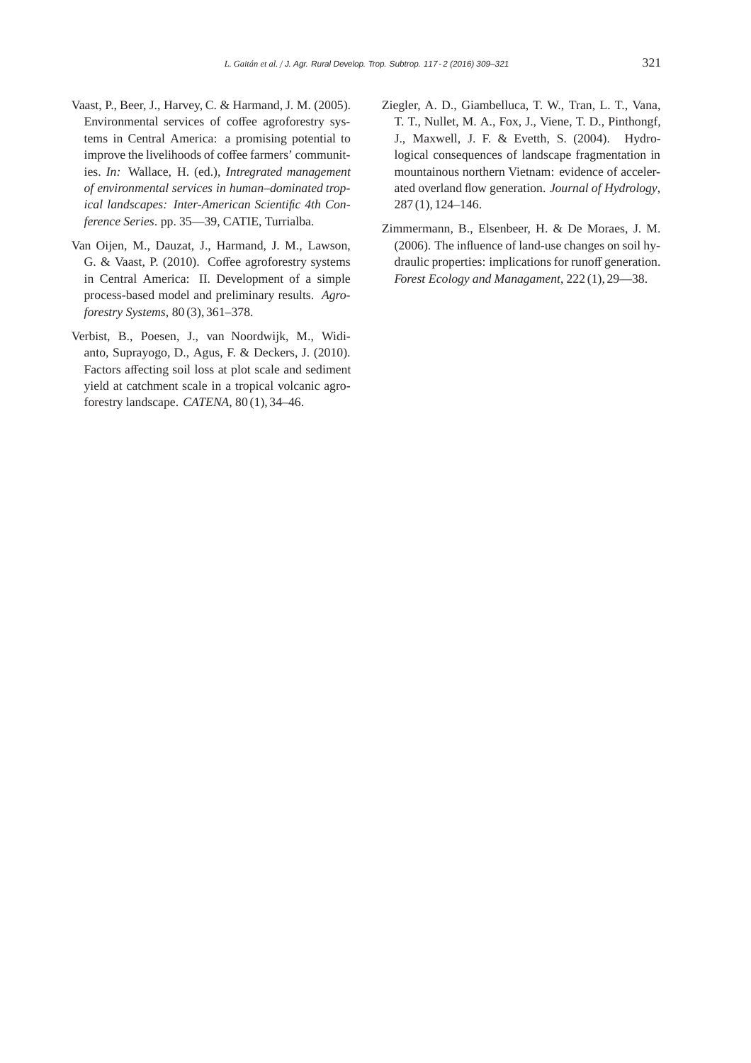Vaast, P., Beer, J., Harvey, C. & Harmand, J. M. (2005). Environmental services of coffee agroforestry systems in Central America: a promising potential to improve the livelihoods of coffee farmers' communities. *In:* Wallace, H. (ed.), *Intregrated management of environmental services in human–dominated tropical landscapes: Inter-American Scientific 4th Conference Series*. pp. 35—39, CATIE, Turrialba.

Van Oijen, M., Dauzat, J., Harmand, J. M., Lawson, G. & Vaast, P. (2010). Coffee agroforestry systems in Central America: II. Development of a simple process-based model and preliminary results. *Agroforestry Systems*, 80 (3), 361–378.

Verbist, B., Poesen, J., van Noordwijk, M., Widianto, Suprayogo, D., Agus, F. & Deckers, J. (2010). Factors affecting soil loss at plot scale and sediment yield at catchment scale in a tropical volcanic agroforestry landscape. *CATENA*, 80 (1), 34–46.

Ziegler, A. D., Giambelluca, T. W., Tran, L. T., Vana, T. T., Nullet, M. A., Fox, J., Viene, T. D., Pinthongf, J., Maxwell, J. F. & Evetth, S. (2004). Hydrological consequences of landscape fragmentation in mountainous northern Vietnam: evidence of accelerated overland flow generation. *Journal of Hydrology*, 287 (1), 124–146.

Zimmermann, B., Elsenbeer, H. & De Moraes, J. M. (2006). The influence of land-use changes on soil hydraulic properties: implications for runoff generation. *Forest Ecology and Managament*, 222 (1), 29—38.